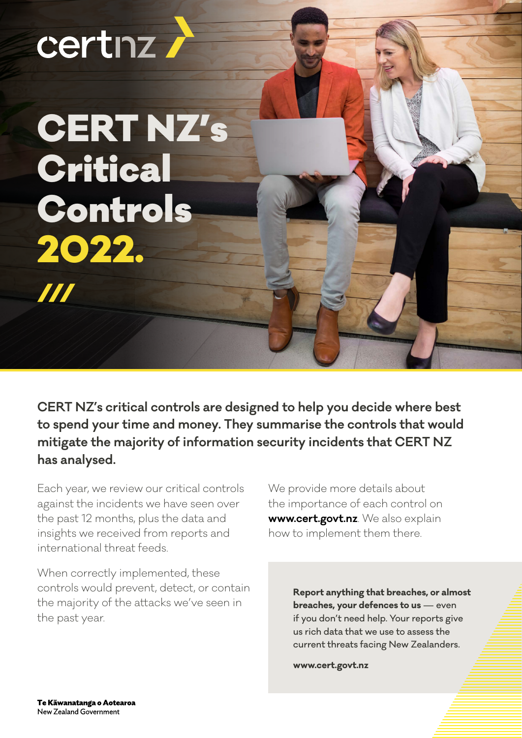certnz

# CERT NZ's Critical Controls 2022.

**CERT NZ's critical controls are designed to help you decide where best to spend your time and money. They summarise the controls that would mitigate the majority of information security incidents that CERT NZ has analysed.**

Each year, we review our critical controls against the incidents we have seen over the past 12 months, plus the data and insights we received from reports and international threat feeds.

When correctly implemented, these controls would prevent, detect, or contain the majority of the attacks we've seen in the past year.

We provide more details about the importance of each control on **www.cert.govt.nz**. We also explain how to implement them there.

**Report anything that breaches, or almost breaches, your defences to us** — even if you don't need help. Your reports give us rich data that we use to assess the current threats facing New Zealanders.

**www.cert.govt.nz**

**Te Kāwanatanga o Aotearoa**
New Zealand Government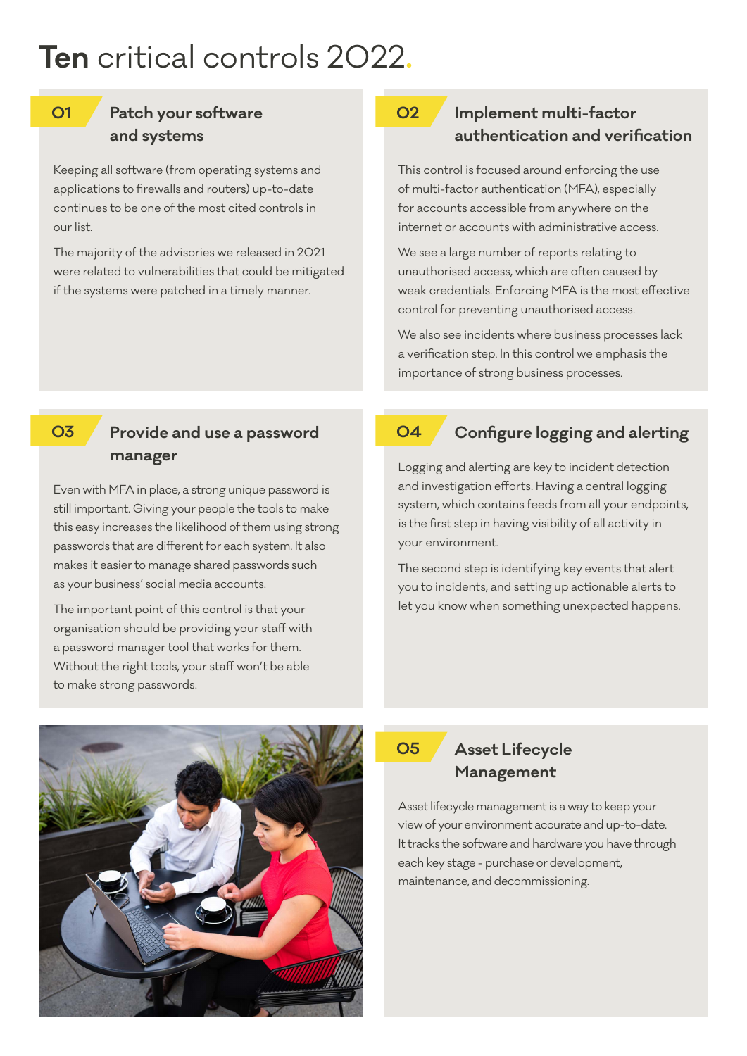# Ten critical controls 2022.

## 01 Patch your software and systems

Keeping all software (from operating systems and applications to firewalls and routers) up-to-date continues to be one of the most cited controls in our list.

The majority of the advisories we released in 2021 were related to vulnerabilities that could be mitigated if the systems were patched in a timely manner.

## 02 Implement multi-factor authentication and verification

This control is focused around enforcing the use of multi-factor authentication (MFA), especially for accounts accessible from anywhere on the internet or accounts with administrative access.

We see a large number of reports relating to unauthorised access, which are often caused by weak credentials. Enforcing MFA is the most effective control for preventing unauthorised access.

We also see incidents where business processes lack a verification step. In this control we emphasis the importance of strong business processes.

## 03 Provide and use a password manager

Even with MFA in place, a strong unique password is still important. Giving your people the tools to make this easy increases the likelihood of them using strong passwords that are different for each system. It also makes it easier to manage shared passwords such as your business' social media accounts.

The important point of this control is that your organisation should be providing your staff with a password manager tool that works for them. Without the right tools, your staff won't be able to make strong passwords.

## 04 Configure logging and alerting

Logging and alerting are key to incident detection and investigation efforts. Having a central logging system, which contains feeds from all your endpoints, is the first step in having visibility of all activity in your environment.

The second step is identifying key events that alert you to incidents, and setting up actionable alerts to let you know when something unexpected happens.

## 05 Asset Lifecycle Management

Asset lifecycle management is a way to keep your view of your environment accurate and up-to-date. It tracks the software and hardware you have through each key stage - purchase or development, maintenance, and decommissioning.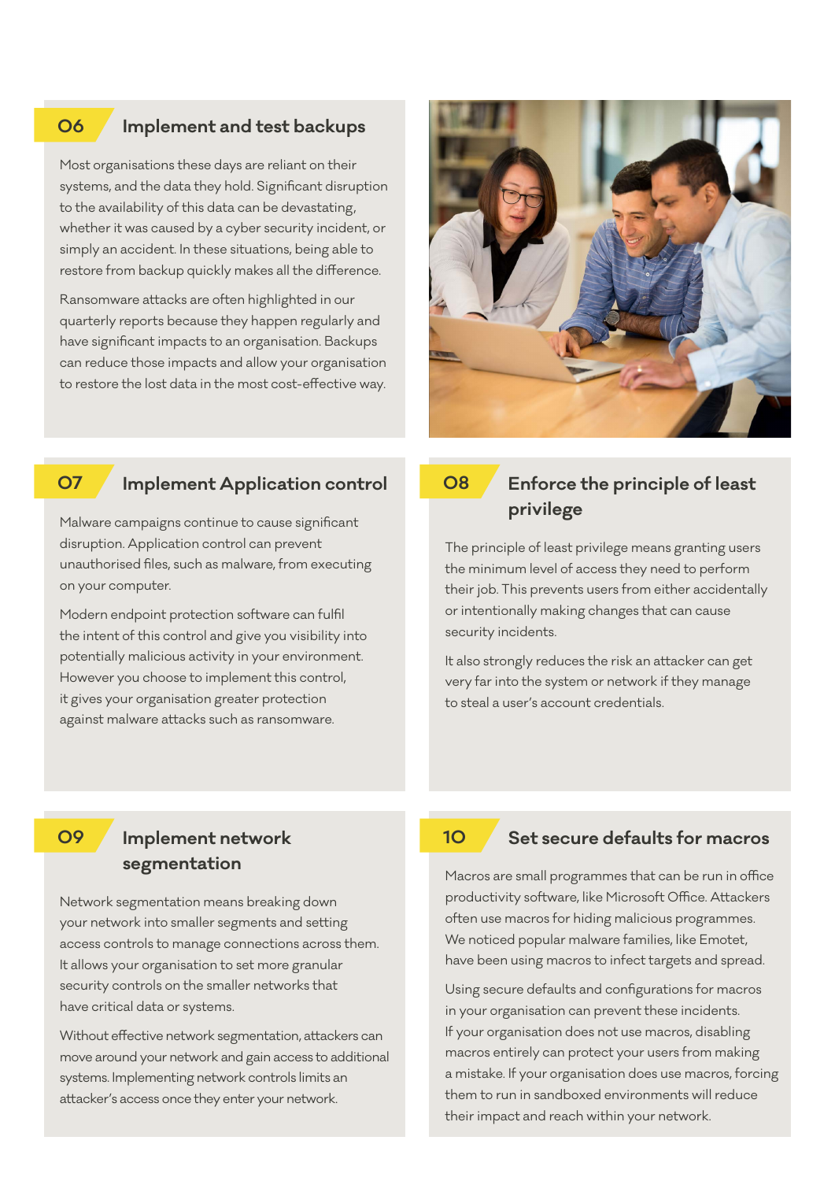## 06 Implement and test backups

Most organisations these days are reliant on their systems, and the data they hold. Significant disruption to the availability of this data can be devastating, whether it was caused by a cyber security incident, or simply an accident. In these situations, being able to restore from backup quickly makes all the difference.

Ransomware attacks are often highlighted in our quarterly reports because they happen regularly and have significant impacts to an organisation. Backups can reduce those impacts and allow your organisation to restore the lost data in the most cost-effective way.

## 07 Implement Application control

Malware campaigns continue to cause significant disruption. Application control can prevent unauthorised files, such as malware, from executing on your computer.

Modern endpoint protection software can fulfil the intent of this control and give you visibility into potentially malicious activity in your environment. However you choose to implement this control, it gives your organisation greater protection against malware attacks such as ransomware.

## 08 Enforce the principle of least privilege

The principle of least privilege means granting users the minimum level of access they need to perform their job. This prevents users from either accidentally or intentionally making changes that can cause security incidents.

It also strongly reduces the risk an attacker can get very far into the system or network if they manage to steal a user's account credentials.

## 09 Implement network segmentation

Network segmentation means breaking down your network into smaller segments and setting access controls to manage connections across them. It allows your organisation to set more granular security controls on the smaller networks that have critical data or systems.

Without effective network segmentation, attackers can move around your network and gain access to additional systems. Implementing network controls limits an attacker's access once they enter your network.

## 10 Set secure defaults for macros

Macros are small programmes that can be run in office productivity software, like Microsoft Office. Attackers often use macros for hiding malicious programmes. We noticed popular malware families, like Emotet, have been using macros to infect targets and spread.

Using secure defaults and configurations for macros in your organisation can prevent these incidents. If your organisation does not use macros, disabling macros entirely can protect your users from making a mistake. If your organisation does use macros, forcing them to run in sandboxed environments will reduce their impact and reach within your network.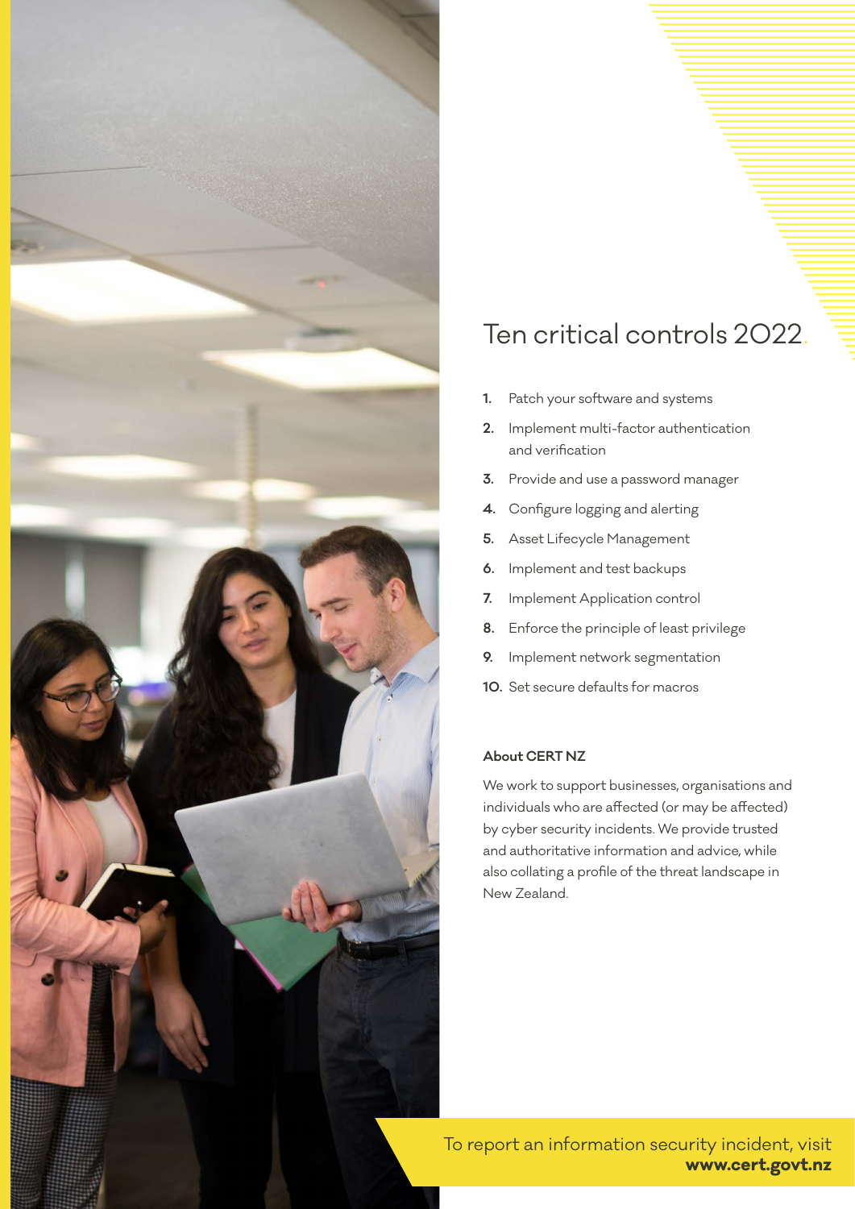# Ten critical controls 2022.

1. Patch your software and systems
2. Implement multi-factor authentication and verification
3. Provide and use a password manager
4. Configure logging and alerting
5. Asset Lifecycle Management
6. Implement and test backups
7. Implement Application control
8. Enforce the principle of least privilege
9. Implement network segmentation
10. Set secure defaults for macros

**About CERT NZ**

We work to support businesses, organisations and individuals who are affected (or may be affected) by cyber security incidents. We provide trusted and authoritative information and advice, while also collating a profile of the threat landscape in New Zealand.

To report an information security incident, visit **www.cert.govt.nz**